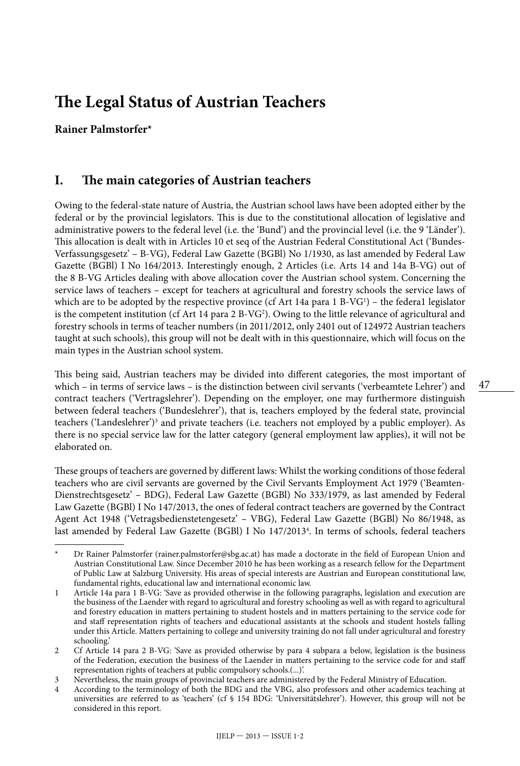# The Legal Status of Austrian Teachers

**Rainer Palmstorfer***

## I. The main categories of Austrian teachers

Owing to the federal-state nature of Austria, the Austrian school laws have been adopted either by the federal or by the provincial legislators. This is due to the constitutional allocation of legislative and administrative powers to the federal level (i.e. the 'Bund') and the provincial level (i.e. the 9 'Länder'). This allocation is dealt with in Articles 10 et seq of the Austrian Federal Constitutional Act ('Bundes-Verfassungsgesetz' – B-VG), Federal Law Gazette (BGBl) No 1/1930, as last amended by Federal Law Gazette (BGBl) I No 164/2013. Interestingly enough, 2 Articles (i.e. Arts 14 and 14a B-VG) out of the 8 B-VG Articles dealing with above allocation cover the Austrian school system. Concerning the service laws of teachers – except for teachers at agricultural and forestry schools the service laws of which are to be adopted by the respective province (cf Art 14a para 1 B-VG[1]) – the federa1 legislator is the competent institution (cf Art 14 para 2 B-VG[2]). Owing to the little relevance of agricultural and forestry schools in terms of teacher numbers (in 2011/2012, only 2401 out of 124972 Austrian teachers taught at such schools), this group will not be dealt with in this questionnaire, which will focus on the main types in the Austrian school system.

This being said, Austrian teachers may be divided into different categories, the most important of which – in terms of service laws – is the distinction between civil servants ('verbeamtete Lehrer') and contract teachers ('Vertragslehrer'). Depending on the employer, one may furthermore distinguish between federal teachers ('Bundeslehrer'), that is, teachers employed by the federal state, provincial teachers ('Landeslehrer')[3] and private teachers (i.e. teachers not employed by a public employer). As there is no special service law for the latter category (general employment law applies), it will not be elaborated on.

These groups of teachers are governed by different laws: Whilst the working conditions of those federal teachers who are civil servants are governed by the Civil Servants Employment Act 1979 ('Beamten-Dienstrechtsgesetz' – BDG), Federal Law Gazette (BGBl) No 333/1979, as last amended by Federal Law Gazette (BGBl) I No 147/2013, the ones of federal contract teachers are governed by the Contract Agent Act 1948 ('Vetragsbedienstetengesetz' – VBG), Federal Law Gazette (BGBl) No 86/1948, as last amended by Federal Law Gazette (BGBl) I No 147/2013[4]. In terms of schools, federal teachers

---

\* Dr Rainer Palmstorfer (rainer.palmstorfer@sbg.ac.at) has made a doctorate in the field of European Union and Austrian Constitutional Law. Since December 2010 he has been working as a research fellow for the Department of Public Law at Salzburg University. His areas of special interests are Austrian and European constitutional law, fundamental rights, educational law and international economic law.

1 Article 14a para 1 B-VG: 'Save as provided otherwise in the following paragraphs, legislation and execution are the business of the Laender with regard to agricultural and forestry schooling as well as with regard to agricultural and forestry education in matters pertaining to student hostels and in matters pertaining to the service code for and staff representation rights of teachers and educational assistants at the schools and student hostels falling under this Article. Matters pertaining to college and university training do not fall under agricultural and forestry schooling.'

2 Cf Article 14 para 2 B-VG: 'Save as provided otherwise by para 4 subpara a below, legislation is the business of the Federation, execution the business of the Laender in matters pertaining to the service code for and staff representation rights of teachers at public compulsory schools.(...)'.

3 Nevertheless, the main groups of provincial teachers are administered by the Federal Ministry of Education.

4 According to the terminology of both the BDG and the VBG, also professors and other academics teaching at universities are referred to as 'teachers' (cf § 154 BDG: 'Universitätslehrer'). However, this group will not be considered in this report.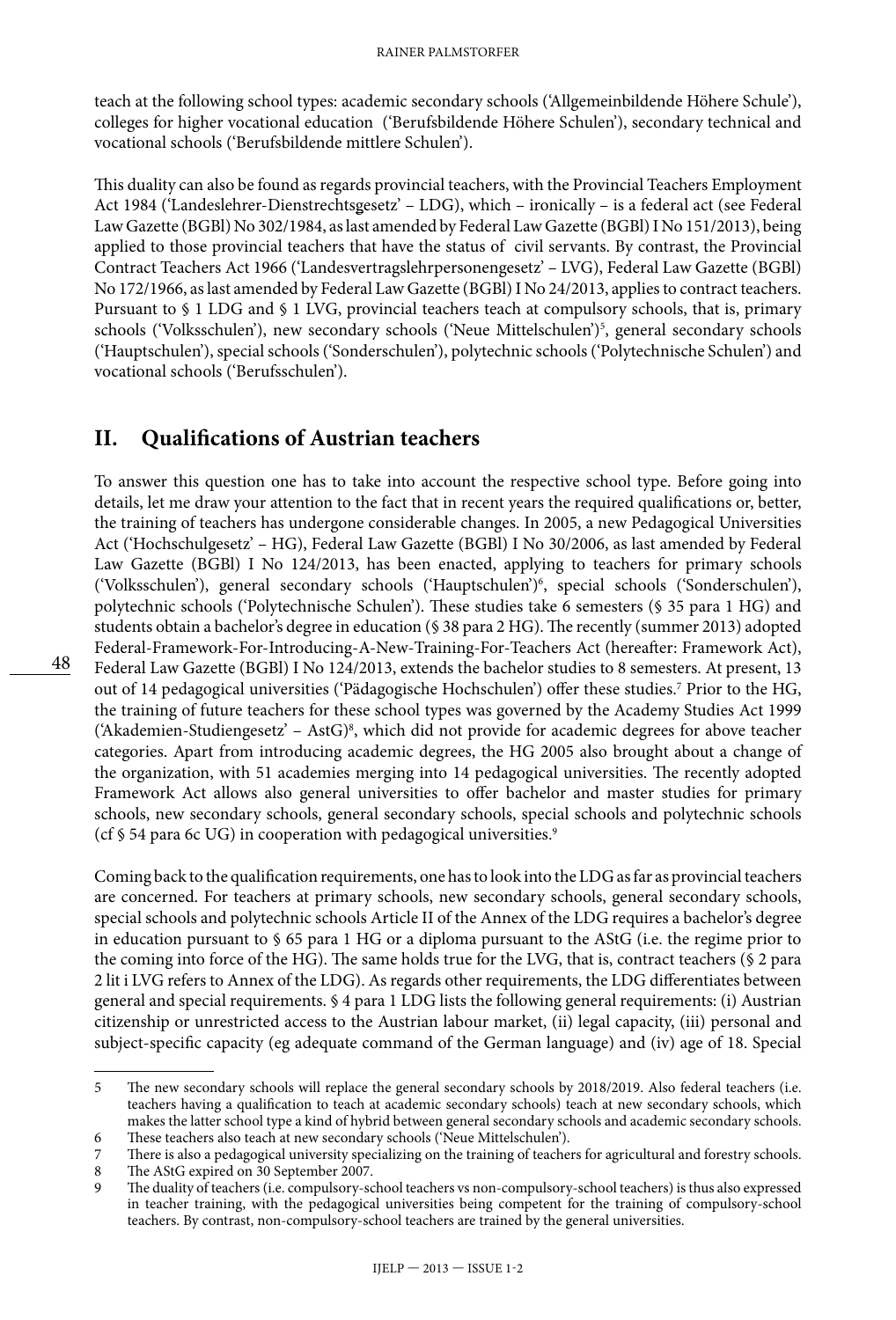teach at the following school types: academic secondary schools ('Allgemeinbildende Höhere Schule'), colleges for higher vocational education ('Berufsbildende Höhere Schulen'), secondary technical and vocational schools ('Berufsbildende mittlere Schulen').

This duality can also be found as regards provincial teachers, with the Provincial Teachers Employment Act 1984 ('Landeslehrer-Dienstrechtsgesetz' – LDG), which – ironically – is a federal act (see Federal Law Gazette (BGBl) No 302/1984, as last amended by Federal Law Gazette (BGBl) I No 151/2013), being applied to those provincial teachers that have the status of civil servants. By contrast, the Provincial Contract Teachers Act 1966 ('Landesvertragslehrpersonengesetz' – LVG), Federal Law Gazette (BGBl) No 172/1966, as last amended by Federal Law Gazette (BGBl) I No 24/2013, applies to contract teachers. Pursuant to § 1 LDG and § 1 LVG, provincial teachers teach at compulsory schools, that is, primary schools ('Volksschulen'), new secondary schools ('Neue Mittelschulen')[5], general secondary schools ('Hauptschulen'), special schools ('Sonderschulen'), polytechnic schools ('Polytechnische Schulen') and vocational schools ('Berufsschulen').

## II. Qualifications of Austrian teachers

To answer this question one has to take into account the respective school type. Before going into details, let me draw your attention to the fact that in recent years the required qualifications or, better, the training of teachers has undergone considerable changes. In 2005, a new Pedagogical Universities Act ('Hochschulgesetz' – HG), Federal Law Gazette (BGBl) I No 30/2006, as last amended by Federal Law Gazette (BGBl) I No 124/2013, has been enacted, applying to teachers for primary schools ('Volksschulen'), general secondary schools ('Hauptschulen')[6], special schools ('Sonderschulen'), polytechnic schools ('Polytechnische Schulen'). These studies take 6 semesters (§ 35 para 1 HG) and students obtain a bachelor's degree in education (§ 38 para 2 HG). The recently (summer 2013) adopted Federal-Framework-For-Introducing-A-New-Training-For-Teachers Act (hereafter: Framework Act), Federal Law Gazette (BGBl) I No 124/2013, extends the bachelor studies to 8 semesters. At present, 13 out of 14 pedagogical universities ('Pädagogische Hochschulen') offer these studies.[7] Prior to the HG, the training of future teachers for these school types was governed by the Academy Studies Act 1999 ('Akademien-Studiengesetz' – AStG)[8], which did not provide for academic degrees for above teacher categories. Apart from introducing academic degrees, the HG 2005 also brought about a change of the organization, with 51 academies merging into 14 pedagogical universities. The recently adopted Framework Act allows also general universities to offer bachelor and master studies for primary schools, new secondary schools, general secondary schools, special schools and polytechnic schools (cf § 54 para 6c UG) in cooperation with pedagogical universities.[9]

Coming back to the qualification requirements, one has to look into the LDG as far as provincial teachers are concerned. For teachers at primary schools, new secondary schools, general secondary schools, special schools and polytechnic schools Article II of the Annex of the LDG requires a bachelor's degree in education pursuant to § 65 para 1 HG or a diploma pursuant to the AStG (i.e. the regime prior to the coming into force of the HG). The same holds true for the LVG, that is, contract teachers (§ 2 para 2 lit i LVG refers to Annex of the LDG). As regards other requirements, the LDG differentiates between general and special requirements. § 4 para 1 LDG lists the following general requirements: (i) Austrian citizenship or unrestricted access to the Austrian labour market, (ii) legal capacity, (iii) personal and subject-specific capacity (eg adequate command of the German language) and (iv) age of 18. Special

---

5 The new secondary schools will replace the general secondary schools by 2018/2019. Also federal teachers (i.e. teachers having a qualification to teach at academic secondary schools) teach at new secondary schools, which makes the latter school type a kind of hybrid between general secondary schools and academic secondary schools.

6 These teachers also teach at new secondary schools ('Neue Mittelschulen').

7 There is also a pedagogical university specializing on the training of teachers for agricultural and forestry schools.

8 The AStG expired on 30 September 2007.

9 The duality of teachers (i.e. compulsory-school teachers vs non-compulsory-school teachers) is thus also expressed in teacher training, with the pedagogical universities being competent for the training of compulsory-school teachers. By contrast, non-compulsory-school teachers are trained by the general universities.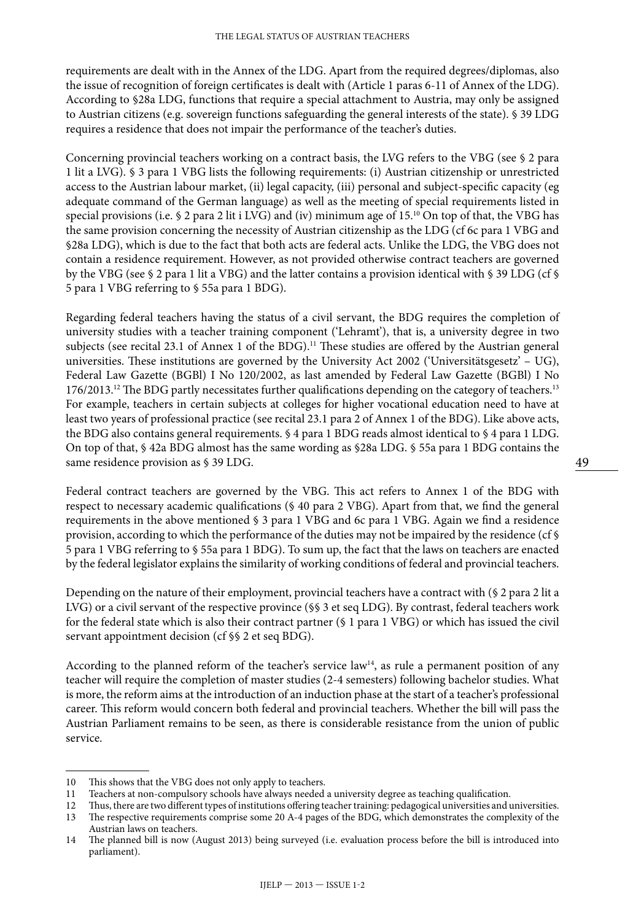requirements are dealt with in the Annex of the LDG. Apart from the required degrees/diplomas, also the issue of recognition of foreign certificates is dealt with (Article 1 paras 6-11 of Annex of the LDG). According to §28a LDG, functions that require a special attachment to Austria, may only be assigned to Austrian citizens (e.g. sovereign functions safeguarding the general interests of the state). § 39 LDG requires a residence that does not impair the performance of the teacher's duties.

Concerning provincial teachers working on a contract basis, the LVG refers to the VBG (see § 2 para 1 lit a LVG). § 3 para 1 VBG lists the following requirements: (i) Austrian citizenship or unrestricted access to the Austrian labour market, (ii) legal capacity, (iii) personal and subject-specific capacity (eg adequate command of the German language) as well as the meeting of special requirements listed in special provisions (i.e. § 2 para 2 lit i LVG) and (iv) minimum age of 15.[10] On top of that, the VBG has the same provision concerning the necessity of Austrian citizenship as the LDG (cf 6c para 1 VBG and §28a LDG), which is due to the fact that both acts are federal acts. Unlike the LDG, the VBG does not contain a residence requirement. However, as not provided otherwise contract teachers are governed by the VBG (see § 2 para 1 lit a VBG) and the latter contains a provision identical with § 39 LDG (cf § 5 para 1 VBG referring to § 55a para 1 BDG).

Regarding federal teachers having the status of a civil servant, the BDG requires the completion of university studies with a teacher training component ('Lehramt'), that is, a university degree in two subjects (see recital 23.1 of Annex 1 of the BDG).[11] These studies are offered by the Austrian general universities. These institutions are governed by the University Act 2002 ('Universitätsgesetz' – UG), Federal Law Gazette (BGBl) I No 120/2002, as last amended by Federal Law Gazette (BGBl) I No 176/2013.[12] The BDG partly necessitates further qualifications depending on the category of teachers.[13] For example, teachers in certain subjects at colleges for higher vocational education need to have at least two years of professional practice (see recital 23.1 para 2 of Annex 1 of the BDG). Like above acts, the BDG also contains general requirements. § 4 para 1 BDG reads almost identical to § 4 para 1 LDG. On top of that, § 42a BDG almost has the same wording as §28a LDG. § 55a para 1 BDG contains the same residence provision as § 39 LDG.

Federal contract teachers are governed by the VBG. This act refers to Annex 1 of the BDG with respect to necessary academic qualifications (§ 40 para 2 VBG). Apart from that, we find the general requirements in the above mentioned § 3 para 1 VBG and 6c para 1 VBG. Again we find a residence provision, according to which the performance of the duties may not be impaired by the residence (cf § 5 para 1 VBG referring to § 55a para 1 BDG). To sum up, the fact that the laws on teachers are enacted by the federal legislator explains the similarity of working conditions of federal and provincial teachers.

Depending on the nature of their employment, provincial teachers have a contract with (§ 2 para 2 lit a LVG) or a civil servant of the respective province (§§ 3 et seq LDG). By contrast, federal teachers work for the federal state which is also their contract partner (§ 1 para 1 VBG) or which has issued the civil servant appointment decision (cf §§ 2 et seq BDG).

According to the planned reform of the teacher's service law[14], as rule a permanent position of any teacher will require the completion of master studies (2-4 semesters) following bachelor studies. What is more, the reform aims at the introduction of an induction phase at the start of a teacher's professional career. This reform would concern both federal and provincial teachers. Whether the bill will pass the Austrian Parliament remains to be seen, as there is considerable resistance from the union of public service.

---

10 This shows that the VBG does not only apply to teachers.

11 Teachers at non-compulsory schools have always needed a university degree as teaching qualification.

12 Thus, there are two different types of institutions offering teacher training: pedagogical universities and universities.

13 The respective requirements comprise some 20 A-4 pages of the BDG, which demonstrates the complexity of the Austrian laws on teachers.

14 The planned bill is now (August 2013) being surveyed (i.e. evaluation process before the bill is introduced into parliament).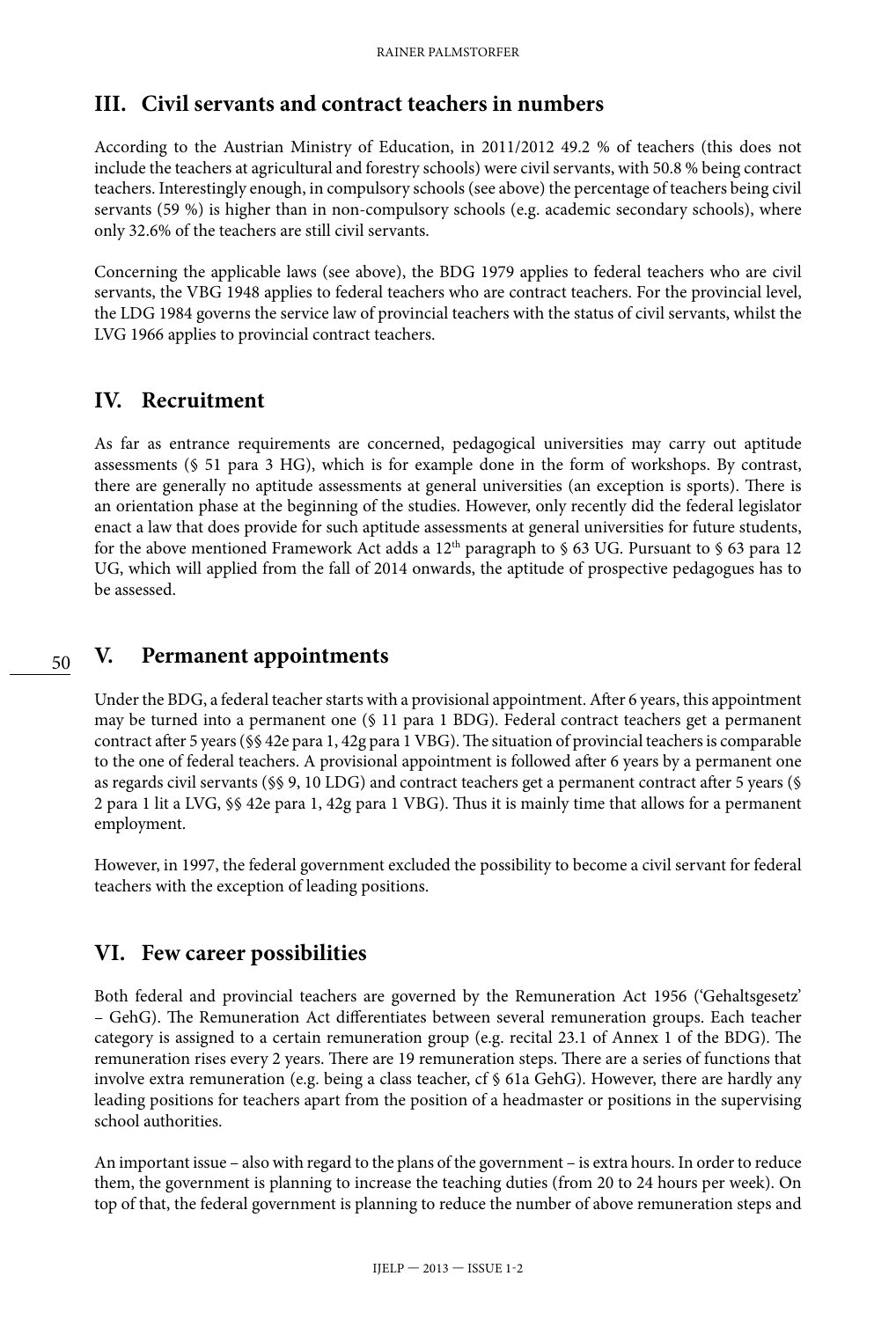## III. Civil servants and contract teachers in numbers

According to the Austrian Ministry of Education, in 2011/2012 49.2 % of teachers (this does not include the teachers at agricultural and forestry schools) were civil servants, with 50.8 % being contract teachers. Interestingly enough, in compulsory schools (see above) the percentage of teachers being civil servants (59 %) is higher than in non-compulsory schools (e.g. academic secondary schools), where only 32.6% of the teachers are still civil servants.

Concerning the applicable laws (see above), the BDG 1979 applies to federal teachers who are civil servants, the VBG 1948 applies to federal teachers who are contract teachers. For the provincial level, the LDG 1984 governs the service law of provincial teachers with the status of civil servants, whilst the LVG 1966 applies to provincial contract teachers.

## IV. Recruitment

As far as entrance requirements are concerned, pedagogical universities may carry out aptitude assessments (§ 51 para 3 HG), which is for example done in the form of workshops. By contrast, there are generally no aptitude assessments at general universities (an exception is sports). There is an orientation phase at the beginning of the studies. However, only recently did the federal legislator enact a law that does provide for such aptitude assessments at general universities for future students, for the above mentioned Framework Act adds a 12th paragraph to § 63 UG. Pursuant to § 63 para 12 UG, which will applied from the fall of 2014 onwards, the aptitude of prospective pedagogues has to be assessed.

## V. Permanent appointments

Under the BDG, a federal teacher starts with a provisional appointment. After 6 years, this appointment may be turned into a permanent one (§ 11 para 1 BDG). Federal contract teachers get a permanent contract after 5 years (§§ 42e para 1, 42g para 1 VBG). The situation of provincial teachers is comparable to the one of federal teachers. A provisional appointment is followed after 6 years by a permanent one as regards civil servants (§§ 9, 10 LDG) and contract teachers get a permanent contract after 5 years (§ 2 para 1 lit a LVG, §§ 42e para 1, 42g para 1 VBG). Thus it is mainly time that allows for a permanent employment.

However, in 1997, the federal government excluded the possibility to become a civil servant for federal teachers with the exception of leading positions.

## VI. Few career possibilities

Both federal and provincial teachers are governed by the Remuneration Act 1956 ('Gehaltsgesetz' – GehG). The Remuneration Act differentiates between several remuneration groups. Each teacher category is assigned to a certain remuneration group (e.g. recital 23.1 of Annex 1 of the BDG). The remuneration rises every 2 years. There are 19 remuneration steps. There are a series of functions that involve extra remuneration (e.g. being a class teacher, cf § 61a GehG). However, there are hardly any leading positions for teachers apart from the position of a headmaster or positions in the supervising school authorities.

An important issue – also with regard to the plans of the government – is extra hours. In order to reduce them, the government is planning to increase the teaching duties (from 20 to 24 hours per week). On top of that, the federal government is planning to reduce the number of above remuneration steps and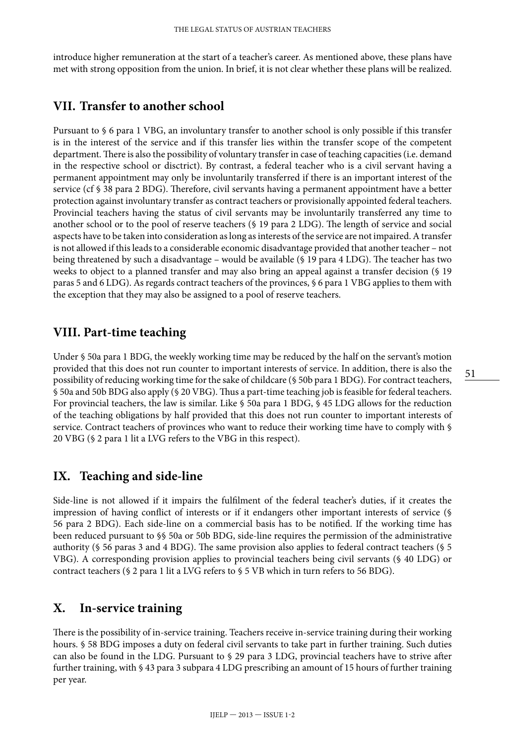introduce higher remuneration at the start of a teacher's career. As mentioned above, these plans have met with strong opposition from the union. In brief, it is not clear whether these plans will be realized.

## VII. Transfer to another school

Pursuant to § 6 para 1 VBG, an involuntary transfer to another school is only possible if this transfer is in the interest of the service and if this transfer lies within the transfer scope of the competent department. There is also the possibility of voluntary transfer in case of teaching capacities (i.e. demand in the respective school or disctrict). By contrast, a federal teacher who is a civil servant having a permanent appointment may only be involuntarily transferred if there is an important interest of the service (cf § 38 para 2 BDG). Therefore, civil servants having a permanent appointment have a better protection against involuntary transfer as contract teachers or provisionally appointed federal teachers. Provincial teachers having the status of civil servants may be involuntarily transferred any time to another school or to the pool of reserve teachers (§ 19 para 2 LDG). The length of service and social aspects have to be taken into consideration as long as interests of the service are not impaired. A transfer is not allowed if this leads to a considerable economic disadvantage provided that another teacher – not being threatened by such a disadvantage – would be available (§ 19 para 4 LDG). The teacher has two weeks to object to a planned transfer and may also bring an appeal against a transfer decision (§ 19 paras 5 and 6 LDG). As regards contract teachers of the provinces, § 6 para 1 VBG applies to them with the exception that they may also be assigned to a pool of reserve teachers.

## VIII. Part-time teaching

Under § 50a para 1 BDG, the weekly working time may be reduced by the half on the servant's motion provided that this does not run counter to important interests of service. In addition, there is also the possibility of reducing working time for the sake of childcare (§ 50b para 1 BDG). For contract teachers, § 50a and 50b BDG also apply (§ 20 VBG). Thus a part-time teaching job is feasible for federal teachers. For provincial teachers, the law is similar. Like § 50a para 1 BDG, § 45 LDG allows for the reduction of the teaching obligations by half provided that this does not run counter to important interests of service. Contract teachers of provinces who want to reduce their working time have to comply with § 20 VBG (§ 2 para 1 lit a LVG refers to the VBG in this respect).

## IX. Teaching and side-line

Side-line is not allowed if it impairs the fulfilment of the federal teacher's duties, if it creates the impression of having conflict of interests or if it endangers other important interests of service (§ 56 para 2 BDG). Each side-line on a commercial basis has to be notified. If the working time has been reduced pursuant to §§ 50a or 50b BDG, side-line requires the permission of the administrative authority (§ 56 paras 3 and 4 BDG). The same provision also applies to federal contract teachers (§ 5 VBG). A corresponding provision applies to provincial teachers being civil servants (§ 40 LDG) or contract teachers (§ 2 para 1 lit a LVG refers to § 5 VB which in turn refers to 56 BDG).

## X. In-service training

There is the possibility of in-service training. Teachers receive in-service training during their working hours. § 58 BDG imposes a duty on federal civil servants to take part in further training. Such duties can also be found in the LDG. Pursuant to § 29 para 3 LDG, provincial teachers have to strive after further training, with § 43 para 3 subpara 4 LDG prescribing an amount of 15 hours of further training per year.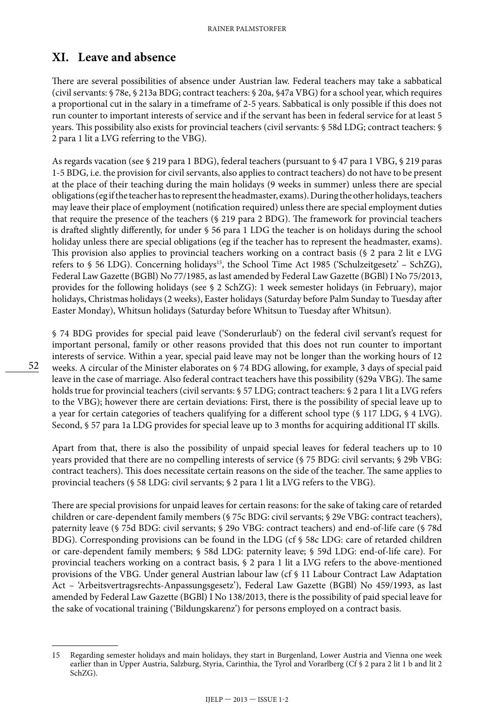## XI. Leave and absence

There are several possibilities of absence under Austrian law. Federal teachers may take a sabbatical (civil servants: § 78e, § 213a BDG; contract teachers: § 20a, §47a VBG) for a school year, which requires a proportional cut in the salary in a timeframe of 2-5 years. Sabbatical is only possible if this does not run counter to important interests of service and if the servant has been in federal service for at least 5 years. This possibility also exists for provincial teachers (civil servants: § 58d LDG; contract teachers: § 2 para 1 lit a LVG referring to the VBG).

As regards vacation (see § 219 para 1 BDG), federal teachers (pursuant to § 47 para 1 VBG, § 219 paras 1-5 BDG, i.e. the provision for civil servants, also applies to contract teachers) do not have to be present at the place of their teaching during the main holidays (9 weeks in summer) unless there are special obligations (eg if the teacher has to represent the headmaster, exams). During the other holidays, teachers may leave their place of employment (notification required) unless there are special employment duties that require the presence of the teachers (§ 219 para 2 BDG). The framework for provincial teachers is drafted slightly differently, for under § 56 para 1 LDG the teacher is on holidays during the school holiday unless there are special obligations (eg if the teacher has to represent the headmaster, exams). This provision also applies to provincial teachers working on a contract basis (§ 2 para 2 lit e LVG refers to § 56 LDG). Concerning holidays[15], the School Time Act 1985 ('Schulzeitgesetz' – SchZG), Federal Law Gazette (BGBl) No 77/1985, as last amended by Federal Law Gazette (BGBl) I No 75/2013, provides for the following holidays (see § 2 SchZG): 1 week semester holidays (in February), major holidays, Christmas holidays (2 weeks), Easter holidays (Saturday before Palm Sunday to Tuesday after Easter Monday), Whitsun holidays (Saturday before Whitsun to Tuesday after Whitsun).

§ 74 BDG provides for special paid leave ('Sonderurlaub') on the federal civil servant's request for important personal, family or other reasons provided that this does not run counter to important interests of service. Within a year, special paid leave may not be longer than the working hours of 12 weeks. A circular of the Minister elaborates on § 74 BDG allowing, for example, 3 days of special paid leave in the case of marriage. Also federal contract teachers have this possibility (§29a VBG). The same holds true for provincial teachers (civil servants: § 57 LDG; contract teachers: § 2 para 1 lit a LVG refers to the VBG); however there are certain deviations: First, there is the possibility of special leave up to a year for certain categories of teachers qualifying for a different school type (§ 117 LDG, § 4 LVG). Second, § 57 para 1a LDG provides for special leave up to 3 months for acquiring additional IT skills.

Apart from that, there is also the possibility of unpaid special leaves for federal teachers up to 10 years provided that there are no compelling interests of service (§ 75 BDG: civil servants; § 29b VBG: contract teachers). This does necessitate certain reasons on the side of the teacher. The same applies to provincial teachers (§ 58 LDG: civil servants; § 2 para 1 lit a LVG refers to the VBG).

There are special provisions for unpaid leaves for certain reasons: for the sake of taking care of retarded children or care-dependent family members (§ 75c BDG: civil servants; § 29e VBG: contract teachers), paternity leave (§ 75d BDG: civil servants; § 29o VBG: contract teachers) and end-of-life care (§ 78d BDG). Corresponding provisions can be found in the LDG (cf § 58c LDG: care of retarded children or care-dependent family members; § 58d LDG: paternity leave; § 59d LDG: end-of-life care). For provincial teachers working on a contract basis, § 2 para 1 lit a LVG refers to the above-mentioned provisions of the VBG. Under general Austrian labour law (cf § 11 Labour Contract Law Adaptation Act – 'Arbeitsvertragsrechts-Anpassungsgesetz'), Federal Law Gazette (BGBl) No 459/1993, as last amended by Federal Law Gazette (BGBl) I No 138/2013, there is the possibility of paid special leave for the sake of vocational training ('Bildungskarenz') for persons employed on a contract basis.

---

15 Regarding semester holidays and main holidays, they start in Burgenland, Lower Austria and Vienna one week earlier than in Upper Austria, Salzburg, Styria, Carinthia, the Tyrol and Vorarlberg (Cf § 2 para 2 lit 1 b and lit 2 SchZG).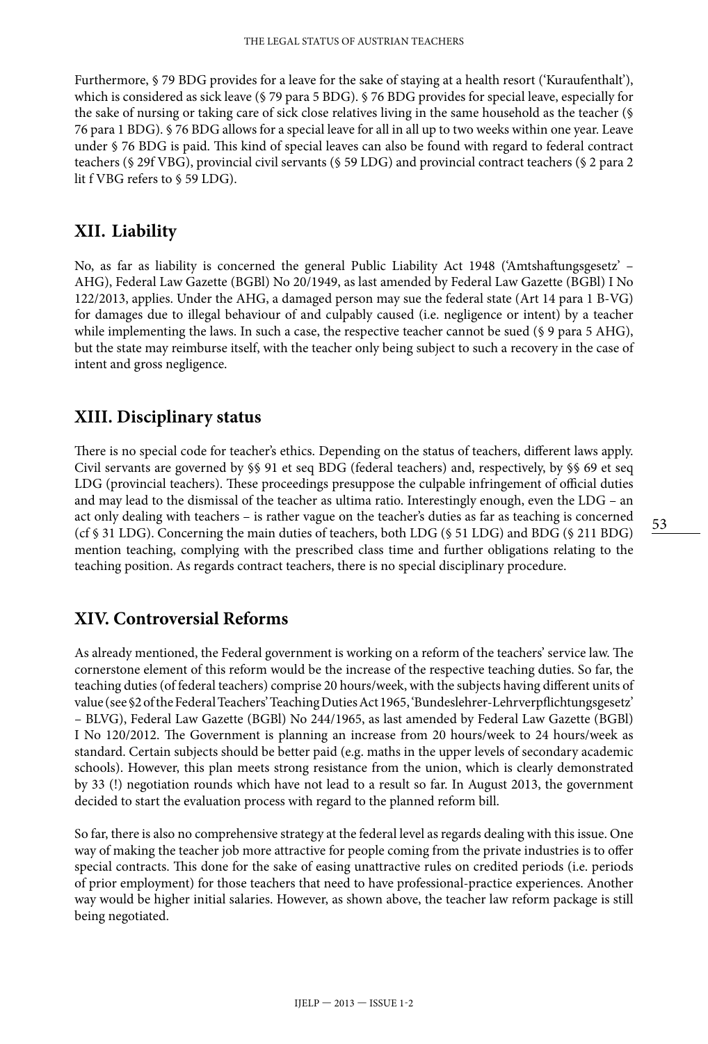Furthermore, § 79 BDG provides for a leave for the sake of staying at a health resort ('Kuraufenthalt'), which is considered as sick leave (§ 79 para 5 BDG). § 76 BDG provides for special leave, especially for the sake of nursing or taking care of sick close relatives living in the same household as the teacher (§ 76 para 1 BDG). § 76 BDG allows for a special leave for all in all up to two weeks within one year. Leave under § 76 BDG is paid. This kind of special leaves can also be found with regard to federal contract teachers (§ 29f VBG), provincial civil servants (§ 59 LDG) and provincial contract teachers (§ 2 para 2 lit f VBG refers to § 59 LDG).

## XII. Liability

No, as far as liability is concerned the general Public Liability Act 1948 ('Amtshaftungsgesetz' – AHG), Federal Law Gazette (BGBl) No 20/1949, as last amended by Federal Law Gazette (BGBl) I No 122/2013, applies. Under the AHG, a damaged person may sue the federal state (Art 14 para 1 B-VG) for damages due to illegal behaviour of and culpably caused (i.e. negligence or intent) by a teacher while implementing the laws. In such a case, the respective teacher cannot be sued (§ 9 para 5 AHG), but the state may reimburse itself, with the teacher only being subject to such a recovery in the case of intent and gross negligence.

## XIII. Disciplinary status

There is no special code for teacher's ethics. Depending on the status of teachers, different laws apply. Civil servants are governed by §§ 91 et seq BDG (federal teachers) and, respectively, by §§ 69 et seq LDG (provincial teachers). These proceedings presuppose the culpable infringement of official duties and may lead to the dismissal of the teacher as ultima ratio. Interestingly enough, even the LDG – an act only dealing with teachers – is rather vague on the teacher's duties as far as teaching is concerned (cf § 31 LDG). Concerning the main duties of teachers, both LDG (§ 51 LDG) and BDG (§ 211 BDG) mention teaching, complying with the prescribed class time and further obligations relating to the teaching position. As regards contract teachers, there is no special disciplinary procedure.

## XIV. Controversial Reforms

As already mentioned, the Federal government is working on a reform of the teachers' service law. The cornerstone element of this reform would be the increase of the respective teaching duties. So far, the teaching duties (of federal teachers) comprise 20 hours/week, with the subjects having different units of value (see §2 of the Federal Teachers' Teaching Duties Act 1965, 'Bundeslehrer-Lehrverpflichtungsgesetz' – BLVG), Federal Law Gazette (BGBl) No 244/1965, as last amended by Federal Law Gazette (BGBl) I No 120/2012. The Government is planning an increase from 20 hours/week to 24 hours/week as standard. Certain subjects should be better paid (e.g. maths in the upper levels of secondary academic schools). However, this plan meets strong resistance from the union, which is clearly demonstrated by 33 (!) negotiation rounds which have not lead to a result so far. In August 2013, the government decided to start the evaluation process with regard to the planned reform bill.

So far, there is also no comprehensive strategy at the federal level as regards dealing with this issue. One way of making the teacher job more attractive for people coming from the private industries is to offer special contracts. This done for the sake of easing unattractive rules on credited periods (i.e. periods of prior employment) for those teachers that need to have professional-practice experiences. Another way would be higher initial salaries. However, as shown above, the teacher law reform package is still being negotiated.